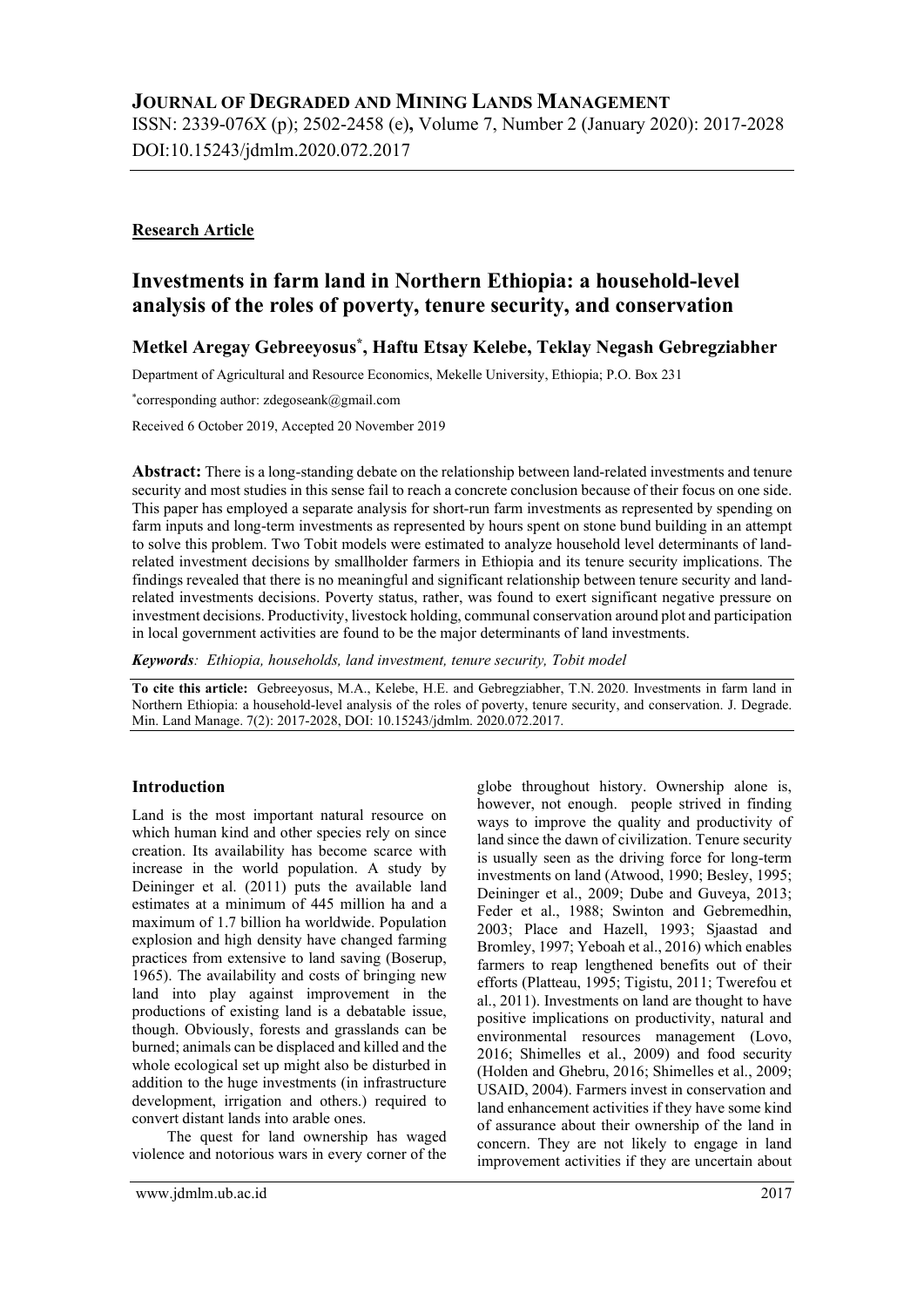# JOURNAL OF DEGRADED AND MINING LANDS MANAGEMENT

ISSN: 2339-076X (p); 2502-2458 (e), Volume 7, Number 2 (January 2020): 2017-2028
DOI:10.15243/jdmlm.2020.072.2017

**Research Article**

## Investments in farm land in Northern Ethiopia: a household-level analysis of the roles of poverty, tenure security, and conservation

**Metkel Aregay Gebreeyosus\*, Haftu Etsay Kelebe, Teklay Negash Gebregziabher**

Department of Agricultural and Resource Economics, Mekelle University, Ethiopia; P.O. Box 231

\*corresponding author: zdegoseank@gmail.com

Received 6 October 2019, Accepted 20 November 2019

**Abstract:** There is a long-standing debate on the relationship between land-related investments and tenure security and most studies in this sense fail to reach a concrete conclusion because of their focus on one side. This paper has employed a separate analysis for short-run farm investments as represented by spending on farm inputs and long-term investments as represented by hours spent on stone bund building in an attempt to solve this problem. Two Tobit models were estimated to analyze household level determinants of land-related investment decisions by smallholder farmers in Ethiopia and its tenure security implications. The findings revealed that there is no meaningful and significant relationship between tenure security and land-related investments decisions. Poverty status, rather, was found to exert significant negative pressure on investment decisions. Productivity, livestock holding, communal conservation around plot and participation in local government activities are found to be the major determinants of land investments.

***Keywords**: Ethiopia, households, land investment, tenure security, Tobit model*

**To cite this article:** Gebreeyosus, M.A., Kelebe, H.E. and Gebregziabher, T.N. 2020. Investments in farm land in Northern Ethiopia: a household-level analysis of the roles of poverty, tenure security, and conservation. J. Degrade. Min. Land Manage. 7(2): 2017-2028, DOI: 10.15243/jdmlm. 2020.072.2017.

### Introduction

Land is the most important natural resource on which human kind and other species rely on since creation. Its availability has become scarce with increase in the world population. A study by Deininger et al. (2011) puts the available land estimates at a minimum of 445 million ha and a maximum of 1.7 billion ha worldwide. Population explosion and high density have changed farming practices from extensive to land saving (Boserup, 1965). The availability and costs of bringing new land into play against improvement in the productions of existing land is a debatable issue, though. Obviously, forests and grasslands can be burned; animals can be displaced and killed and the whole ecological set up might also be disturbed in addition to the huge investments (in infrastructure development, irrigation and others.) required to convert distant lands into arable ones.

The quest for land ownership has waged violence and notorious wars in every corner of the globe throughout history. Ownership alone is, however, not enough. people strived in finding ways to improve the quality and productivity of land since the dawn of civilization. Tenure security is usually seen as the driving force for long-term investments on land (Atwood, 1990; Besley, 1995; Deininger et al., 2009; Dube and Guveya, 2013; Feder et al., 1988; Swinton and Gebremedhin, 2003; Place and Hazell, 1993; Sjaastad and Bromley, 1997; Yeboah et al., 2016) which enables farmers to reap lengthened benefits out of their efforts (Platteau, 1995; Tigistu, 2011; Twerefou et al., 2011). Investments on land are thought to have positive implications on productivity, natural and environmental resources management (Lovo, 2016; Shimelles et al., 2009) and food security (Holden and Ghebru, 2016; Shimelles et al., 2009; USAID, 2004). Farmers invest in conservation and land enhancement activities if they have some kind of assurance about their ownership of the land in concern. They are not likely to engage in land improvement activities if they are uncertain about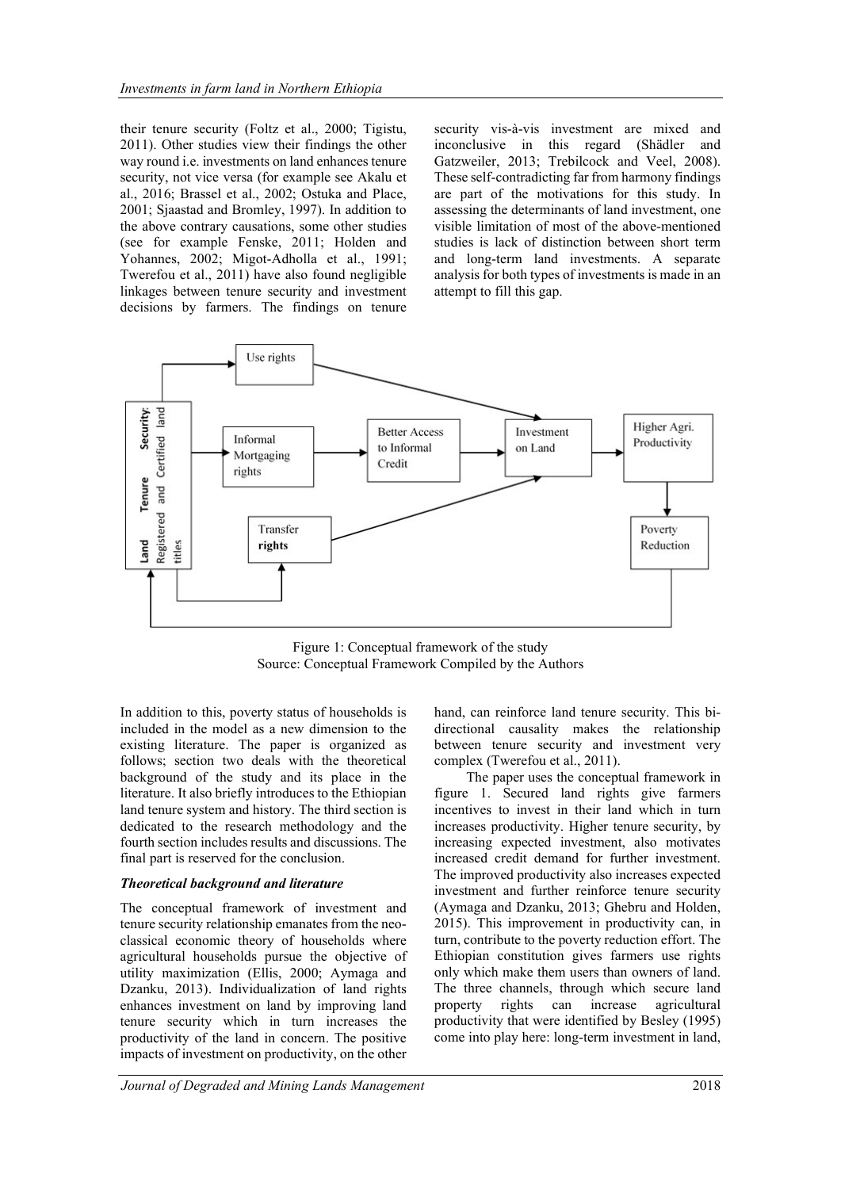their tenure security (Foltz et al., 2000; Tigistu, 2011). Other studies view their findings the other way round i.e. investments on land enhances tenure security, not vice versa (for example see Akalu et al., 2016; Brassel et al., 2002; Ostuka and Place, 2001; Sjaastad and Bromley, 1997). In addition to the above contrary causations, some other studies (see for example Fenske, 2011; Holden and Yohannes, 2002; Migot-Adholla et al., 1991; Twerefou et al., 2011) have also found negligible linkages between tenure security and investment decisions by farmers. The findings on tenure security vis-à-vis investment are mixed and inconclusive in this regard (Shädler and Gatzweiler, 2013; Trebilcock and Veel, 2008). These self-contradicting far from harmony findings are part of the motivations for this study. In assessing the determinants of land investment, one visible limitation of most of the above-mentioned studies is lack of distinction between short term and long-term land investments. A separate analysis for both types of investments is made in an attempt to fill this gap.

Figure 1: Conceptual framework of the study
Source: Conceptual Framework Compiled by the Authors

In addition to this, poverty status of households is included in the model as a new dimension to the existing literature. The paper is organized as follows; section two deals with the theoretical background of the study and its place in the literature. It also briefly introduces to the Ethiopian land tenure system and history. The third section is dedicated to the research methodology and the fourth section includes results and discussions. The final part is reserved for the conclusion.

### *Theoretical background and literature*

The conceptual framework of investment and tenure security relationship emanates from the neo-classical economic theory of households where agricultural households pursue the objective of utility maximization (Ellis, 2000; Aymaga and Dzanku, 2013). Individualization of land rights enhances investment on land by improving land tenure security which in turn increases the productivity of the land in concern. The positive impacts of investment on productivity, on the other hand, can reinforce land tenure security. This bi-directional causality makes the relationship between tenure security and investment very complex (Twerefou et al., 2011).

The paper uses the conceptual framework in figure 1. Secured land rights give farmers incentives to invest in their land which in turn increases productivity. Higher tenure security, by increasing expected investment, also motivates increased credit demand for further investment. The improved productivity also increases expected investment and further reinforce tenure security (Aymaga and Dzanku, 2013; Ghebru and Holden, 2015). This improvement in productivity can, in turn, contribute to the poverty reduction effort. The Ethiopian constitution gives farmers use rights only which make them users than owners of land. The three channels, through which secure land property rights can increase agricultural productivity that were identified by Besley (1995) come into play here: long-term investment in land,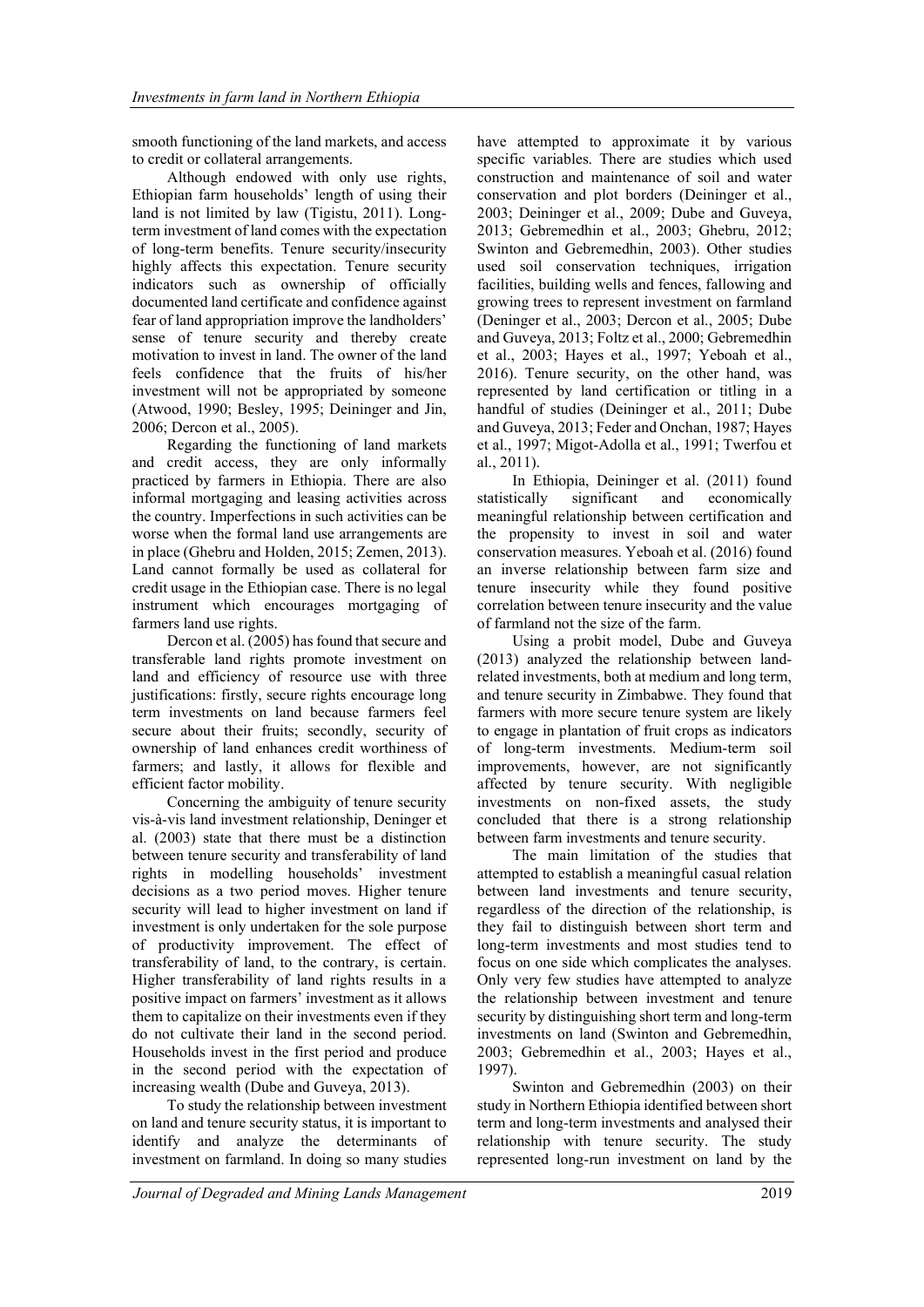smooth functioning of the land markets, and access to credit or collateral arrangements.

Although endowed with only use rights, Ethiopian farm households' length of using their land is not limited by law (Tigistu, 2011). Long-term investment of land comes with the expectation of long-term benefits. Tenure security/insecurity highly affects this expectation. Tenure security indicators such as ownership of officially documented land certificate and confidence against fear of land appropriation improve the landholders' sense of tenure security and thereby create motivation to invest in land. The owner of the land feels confidence that the fruits of his/her investment will not be appropriated by someone (Atwood, 1990; Besley, 1995; Deininger and Jin, 2006; Dercon et al., 2005).

Regarding the functioning of land markets and credit access, they are only informally practiced by farmers in Ethiopia. There are also informal mortgaging and leasing activities across the country. Imperfections in such activities can be worse when the formal land use arrangements are in place (Ghebru and Holden, 2015; Zemen, 2013). Land cannot formally be used as collateral for credit usage in the Ethiopian case. There is no legal instrument which encourages mortgaging of farmers land use rights.

Dercon et al. (2005) has found that secure and transferable land rights promote investment on land and efficiency of resource use with three justifications: firstly, secure rights encourage long term investments on land because farmers feel secure about their fruits; secondly, security of ownership of land enhances credit worthiness of farmers; and lastly, it allows for flexible and efficient factor mobility.

Concerning the ambiguity of tenure security vis-à-vis land investment relationship, Deninger et al. (2003) state that there must be a distinction between tenure security and transferability of land rights in modelling households' investment decisions as a two period moves. Higher tenure security will lead to higher investment on land if investment is only undertaken for the sole purpose of productivity improvement. The effect of transferability of land, to the contrary, is certain. Higher transferability of land rights results in a positive impact on farmers' investment as it allows them to capitalize on their investments even if they do not cultivate their land in the second period. Households invest in the first period and produce in the second period with the expectation of increasing wealth (Dube and Guveya, 2013).

To study the relationship between investment on land and tenure security status, it is important to identify and analyze the determinants of investment on farmland. In doing so many studies have attempted to approximate it by various specific variables. There are studies which used construction and maintenance of soil and water conservation and plot borders (Deininger et al., 2003; Deininger et al., 2009; Dube and Guveya, 2013; Gebremedhin et al., 2003; Ghebru, 2012; Swinton and Gebremedhin, 2003). Other studies used soil conservation techniques, irrigation facilities, building wells and fences, fallowing and growing trees to represent investment on farmland (Deninger et al., 2003; Dercon et al., 2005; Dube and Guveya, 2013; Foltz et al., 2000; Gebremedhin et al., 2003; Hayes et al., 1997; Yeboah et al., 2016). Tenure security, on the other hand, was represented by land certification or titling in a handful of studies (Deininger et al., 2011; Dube and Guveya, 2013; Feder and Onchan, 1987; Hayes et al., 1997; Migot-Adolla et al., 1991; Twerfou et al., 2011).

In Ethiopia, Deininger et al. (2011) found statistically significant and economically meaningful relationship between certification and the propensity to invest in soil and water conservation measures. Yeboah et al. (2016) found an inverse relationship between farm size and tenure insecurity while they found positive correlation between tenure insecurity and the value of farmland not the size of the farm.

Using a probit model, Dube and Guveya (2013) analyzed the relationship between land-related investments, both at medium and long term, and tenure security in Zimbabwe. They found that farmers with more secure tenure system are likely to engage in plantation of fruit crops as indicators of long-term investments. Medium-term soil improvements, however, are not significantly affected by tenure security. With negligible investments on non-fixed assets, the study concluded that there is a strong relationship between farm investments and tenure security.

The main limitation of the studies that attempted to establish a meaningful casual relation between land investments and tenure security, regardless of the direction of the relationship, is they fail to distinguish between short term and long-term investments and most studies tend to focus on one side which complicates the analyses. Only very few studies have attempted to analyze the relationship between investment and tenure security by distinguishing short term and long-term investments on land (Swinton and Gebremedhin, 2003; Gebremedhin et al., 2003; Hayes et al., 1997).

Swinton and Gebremedhin (2003) on their study in Northern Ethiopia identified between short term and long-term investments and analysed their relationship with tenure security. The study represented long-run investment on land by the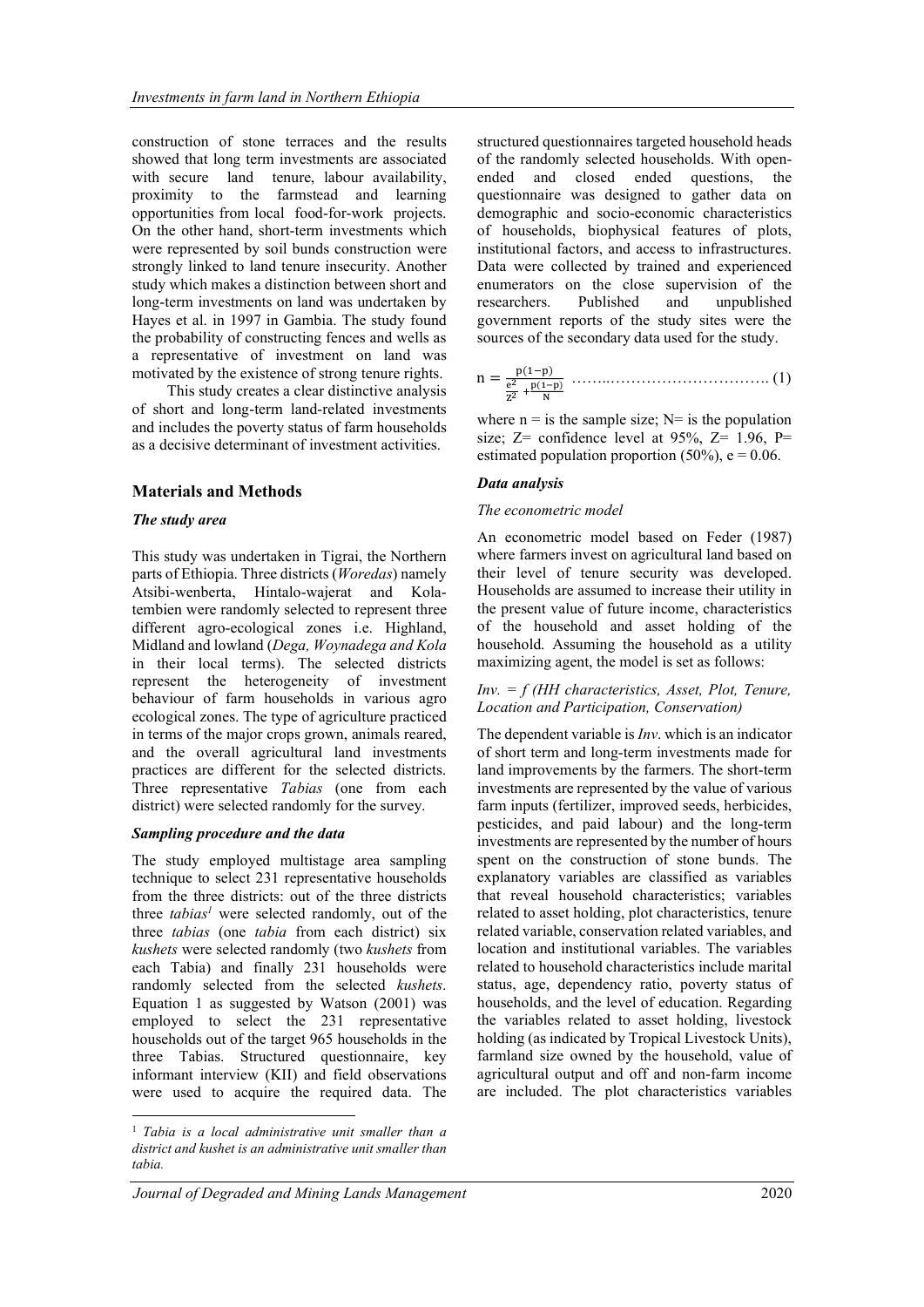construction of stone terraces and the results showed that long term investments are associated with secure land tenure, labour availability, proximity to the farmstead and learning opportunities from local food-for-work projects. On the other hand, short-term investments which were represented by soil bunds construction were strongly linked to land tenure insecurity. Another study which makes a distinction between short and long-term investments on land was undertaken by Hayes et al. in 1997 in Gambia. The study found the probability of constructing fences and wells as a representative of investment on land was motivated by the existence of strong tenure rights.

This study creates a clear distinctive analysis of short and long-term land-related investments and includes the poverty status of farm households as a decisive determinant of investment activities.

## Materials and Methods

### *The study area*

This study was undertaken in Tigrai, the Northern parts of Ethiopia. Three districts (*Woredas*) namely Atsibi-wenberta, Hintalo-wajerat and Kola-tembien were randomly selected to represent three different agro-ecological zones i.e. Highland, Midland and lowland (*Dega, Woynadega and Kola* in their local terms). The selected districts represent the heterogeneity of investment behaviour of farm households in various agro ecological zones. The type of agriculture practiced in terms of the major crops grown, animals reared, and the overall agricultural land investments practices are different for the selected districts. Three representative *Tabias* (one from each district) were selected randomly for the survey.

### *Sampling procedure and the data*

The study employed multistage area sampling technique to select 231 representative households from the three districts: out of the three districts three *tabias*[1] were selected randomly, out of the three *tabias* (one *tabia* from each district) six *kushets* were selected randomly (two *kushets* from each Tabia) and finally 231 households were randomly selected from the selected *kushets*. Equation 1 as suggested by Watson (2001) was employed to select the 231 representative households out of the target 965 households in the three Tabias. Structured questionnaire, key informant interview (KII) and field observations were used to acquire the required data. The structured questionnaires targeted household heads of the randomly selected households. With open-ended and closed ended questions, the questionnaire was designed to gather data on demographic and socio-economic characteristics of households, biophysical features of plots, institutional factors, and access to infrastructures. Data were collected by trained and experienced enumerators on the close supervision of the researchers. Published and unpublished government reports of the study sites were the sources of the secondary data used for the study.

$$n = \frac{p(1-p)}{\frac{e^2}{Z^2} + \frac{p(1-p)}{N}} \quad \ldots\ldots\ldots\ldots\ldots\ldots\ldots\ldots\ldots\ldots\ldots (1)$$

where n = is the sample size; N= is the population size; Z= confidence level at 95%, Z= 1.96, P= estimated population proportion (50%), e = 0.06.

### *Data analysis*

*The econometric model*

An econometric model based on Feder (1987) where farmers invest on agricultural land based on their level of tenure security was developed. Households are assumed to increase their utility in the present value of future income, characteristics of the household and asset holding of the household. Assuming the household as a utility maximizing agent, the model is set as follows:

*Inv. = f (HH characteristics, Asset, Plot, Tenure, Location and Participation, Conservation)*

The dependent variable is *Inv*. which is an indicator of short term and long-term investments made for land improvements by the farmers. The short-term investments are represented by the value of various farm inputs (fertilizer, improved seeds, herbicides, pesticides, and paid labour) and the long-term investments are represented by the number of hours spent on the construction of stone bunds. The explanatory variables are classified as variables that reveal household characteristics; variables related to asset holding, plot characteristics, tenure related variable, conservation related variables, and location and institutional variables. The variables related to household characteristics include marital status, age, dependency ratio, poverty status of households, and the level of education. Regarding the variables related to asset holding, livestock holding (as indicated by Tropical Livestock Units), farmland size owned by the household, value of agricultural output and off and non-farm income are included. The plot characteristics variables

[1] *Tabia is a local administrative unit smaller than a district and kushet is an administrative unit smaller than tabia.*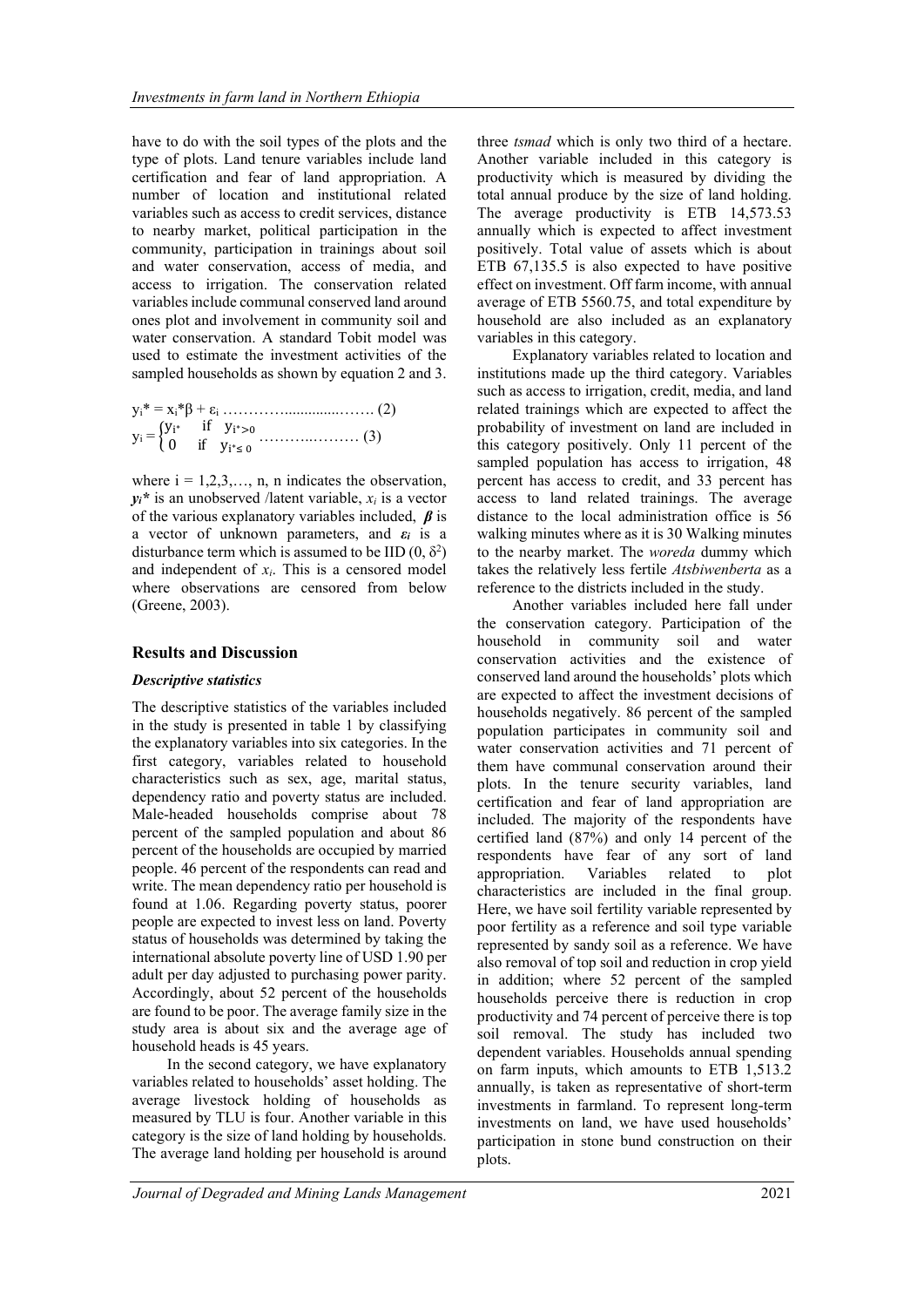have to do with the soil types of the plots and the type of plots. Land tenure variables include land certification and fear of land appropriation. A number of location and institutional related variables such as access to credit services, distance to nearby market, political participation in the community, participation in trainings about soil and water conservation, access of media, and access to irrigation. The conservation related variables include communal conserved land around ones plot and involvement in community soil and water conservation. A standard Tobit model was used to estimate the investment activities of the sampled households as shown by equation 2 and 3.

$$y_i^* = x_i^*\beta + \varepsilon_i \quad (2)$$

$$y_i = \begin{cases} y_{i^*} & \text{if } y_{i^*} > 0 \\ 0 & \text{if } y_{i^*} \leq 0 \end{cases} \quad (3)$$

where $i = 1,2,3,\ldots, n$, n indicates the observation, $y_i^*$ is an unobserved /latent variable, $x_i$ is a vector of the various explanatory variables included, $\boldsymbol{\beta}$ is a vector of unknown parameters, and $\varepsilon_i$ is a disturbance term which is assumed to be IID $(0, \delta^2)$ and independent of $x_i$. This is a censored model where observations are censored from below (Greene, 2003).

## Results and Discussion

### *Descriptive statistics*

The descriptive statistics of the variables included in the study is presented in table 1 by classifying the explanatory variables into six categories. In the first category, variables related to household characteristics such as sex, age, marital status, dependency ratio and poverty status are included. Male-headed households comprise about 78 percent of the sampled population and about 86 percent of the households are occupied by married people. 46 percent of the respondents can read and write. The mean dependency ratio per household is found at 1.06. Regarding poverty status, poorer people are expected to invest less on land. Poverty status of households was determined by taking the international absolute poverty line of USD 1.90 per adult per day adjusted to purchasing power parity. Accordingly, about 52 percent of the households are found to be poor. The average family size in the study area is about six and the average age of household heads is 45 years.

In the second category, we have explanatory variables related to households' asset holding. The average livestock holding of households as measured by TLU is four. Another variable in this category is the size of land holding by households. The average land holding per household is around three *tsmad* which is only two third of a hectare. Another variable included in this category is productivity which is measured by dividing the total annual produce by the size of land holding. The average productivity is ETB 14,573.53 annually which is expected to affect investment positively. Total value of assets which is about ETB 67,135.5 is also expected to have positive effect on investment. Off farm income, with annual average of ETB 5560.75, and total expenditure by household are also included as an explanatory variables in this category.

Explanatory variables related to location and institutions made up the third category. Variables such as access to irrigation, credit, media, and land related trainings which are expected to affect the probability of investment on land are included in this category positively. Only 11 percent of the sampled population has access to irrigation, 48 percent has access to credit, and 33 percent has access to land related trainings. The average distance to the local administration office is 56 walking minutes where as it is 30 Walking minutes to the nearby market. The *woreda* dummy which takes the relatively less fertile *Atsbiwenberta* as a reference to the districts included in the study.

Another variables included here fall under the conservation category. Participation of the household in community soil and water conservation activities and the existence of conserved land around the households' plots which are expected to affect the investment decisions of households negatively. 86 percent of the sampled population participates in community soil and water conservation activities and 71 percent of them have communal conservation around their plots. In the tenure security variables, land certification and fear of land appropriation are included. The majority of the respondents have certified land (87%) and only 14 percent of the respondents have fear of any sort of land appropriation. Variables related to plot characteristics are included in the final group. Here, we have soil fertility variable represented by poor fertility as a reference and soil type variable represented by sandy soil as a reference. We have also removal of top soil and reduction in crop yield in addition; where 52 percent of the sampled households perceive there is reduction in crop productivity and 74 percent of perceive there is top soil removal. The study has included two dependent variables. Households annual spending on farm inputs, which amounts to ETB 1,513.2 annually, is taken as representative of short-term investments in farmland. To represent long-term investments on land, we have used households' participation in stone bund construction on their plots.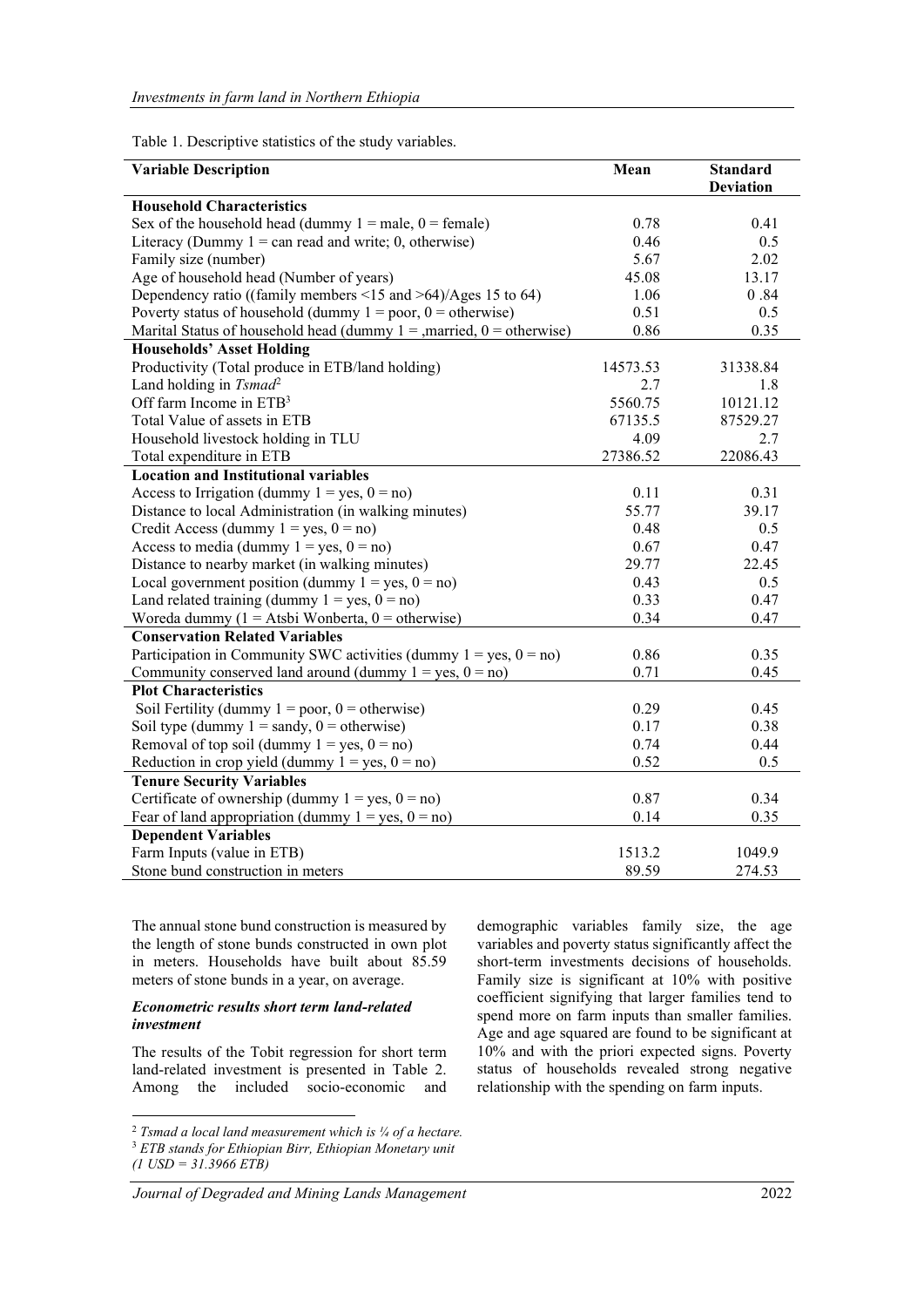Table 1. Descriptive statistics of the study variables.

| Variable Description | Mean | Standard Deviation |
|---|---|---|
| **Household Characteristics** | | |
| Sex of the household head (dummy 1 = male, 0 = female) | 0.78 | 0.41 |
| Literacy (Dummy 1 = can read and write; 0, otherwise) | 0.46 | 0.5 |
| Family size (number) | 5.67 | 2.02 |
| Age of household head (Number of years) | 45.08 | 13.17 |
| Dependency ratio ((family members <15 and >64)/Ages 15 to 64) | 1.06 | 0 .84 |
| Poverty status of household (dummy 1 = poor, 0 = otherwise) | 0.51 | 0.5 |
| Marital Status of household head (dummy 1 = ,married, 0 = otherwise) | 0.86 | 0.35 |
| **Households' Asset Holding** | | |
| Productivity (Total produce in ETB/land holding) | 14573.53 | 31338.84 |
| Land holding in *Tsmad*[2] | 2.7 | 1.8 |
| Off farm Income in ETB[3] | 5560.75 | 10121.12 |
| Total Value of assets in ETB | 67135.5 | 87529.27 |
| Household livestock holding in TLU | 4.09 | 2.7 |
| Total expenditure in ETB | 27386.52 | 22086.43 |
| **Location and Institutional variables** | | |
| Access to Irrigation (dummy 1 = yes, 0 = no) | 0.11 | 0.31 |
| Distance to local Administration (in walking minutes) | 55.77 | 39.17 |
| Credit Access (dummy 1 = yes, 0 = no) | 0.48 | 0.5 |
| Access to media (dummy 1 = yes, 0 = no) | 0.67 | 0.47 |
| Distance to nearby market (in walking minutes) | 29.77 | 22.45 |
| Local government position (dummy 1 = yes, 0 = no) | 0.43 | 0.5 |
| Land related training (dummy 1 = yes, 0 = no) | 0.33 | 0.47 |
| Woreda dummy (1 = Atsbi Wonberta, 0 = otherwise) | 0.34 | 0.47 |
| **Conservation Related Variables** | | |
| Participation in Community SWC activities (dummy 1 = yes, 0 = no) | 0.86 | 0.35 |
| Community conserved land around (dummy 1 = yes, 0 = no) | 0.71 | 0.45 |
| **Plot Characteristics** | | |
| Soil Fertility (dummy 1 = poor, 0 = otherwise) | 0.29 | 0.45 |
| Soil type (dummy 1 = sandy, 0 = otherwise) | 0.17 | 0.38 |
| Removal of top soil (dummy 1 = yes, 0 = no) | 0.74 | 0.44 |
| Reduction in crop yield (dummy 1 = yes, 0 = no) | 0.52 | 0.5 |
| **Tenure Security Variables** | | |
| Certificate of ownership (dummy 1 = yes, 0 = no) | 0.87 | 0.34 |
| Fear of land appropriation (dummy 1 = yes, 0 = no) | 0.14 | 0.35 |
| **Dependent Variables** | | |
| Farm Inputs (value in ETB) | 1513.2 | 1049.9 |
| Stone bund construction in meters | 89.59 | 274.53 |

The annual stone bund construction is measured by the length of stone bunds constructed in own plot in meters. Households have built about 85.59 meters of stone bunds in a year, on average.

### *Econometric results short term land-related investment*

The results of the Tobit regression for short term land-related investment is presented in Table 2. Among the included socio-economic and demographic variables family size, the age variables and poverty status significantly affect the short-term investments decisions of households. Family size is significant at 10% with positive coefficient signifying that larger families tend to spend more on farm inputs than smaller families. Age and age squared are found to be significant at 10% and with the priori expected signs. Poverty status of households revealed strong negative relationship with the spending on farm inputs.

---

[2] *Tsmad a local land measurement which is ¼ of a hectare.*

[3] *ETB stands for Ethiopian Birr, Ethiopian Monetary unit (1 USD = 31.3966 ETB)*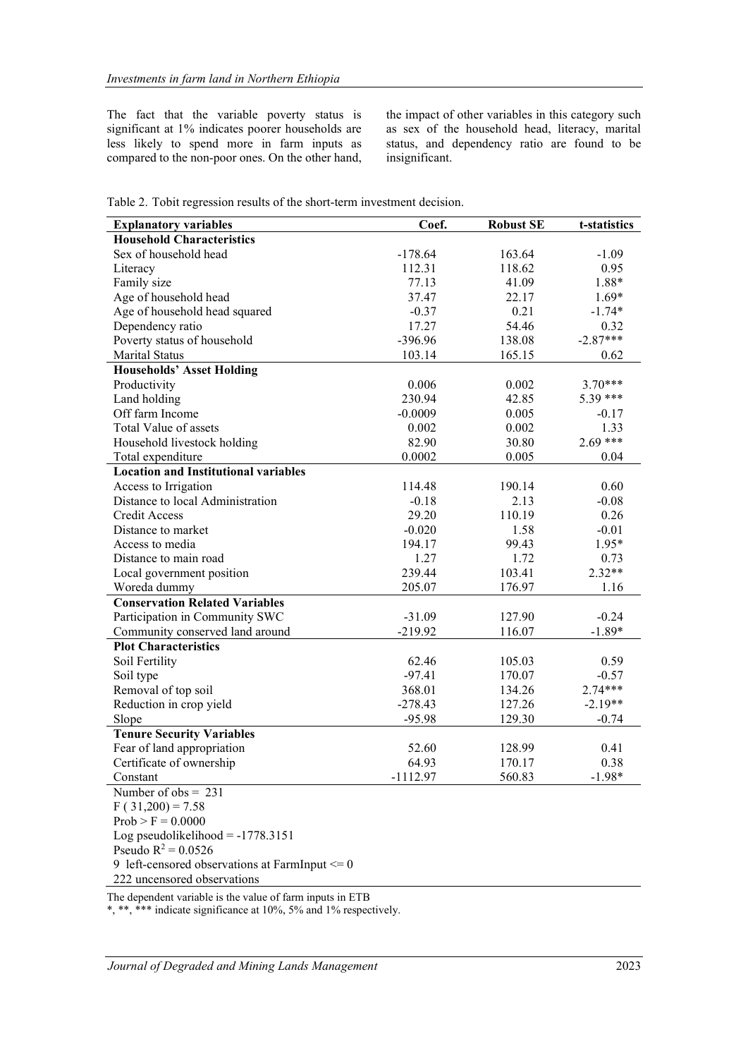The fact that the variable poverty status is significant at 1% indicates poorer households are less likely to spend more in farm inputs as compared to the non-poor ones. On the other hand, the impact of other variables in this category such as sex of the household head, literacy, marital status, and dependency ratio are found to be insignificant.

Table 2. Tobit regression results of the short-term investment decision.

| Explanatory variables | Coef. | Robust SE | t-statistics |
|---|---|---|---|
| **Household Characteristics** | | | |
| Sex of household head | -178.64 | 163.64 | -1.09 |
| Literacy | 112.31 | 118.62 | 0.95 |
| Family size | 77.13 | 41.09 | 1.88* |
| Age of household head | 37.47 | 22.17 | 1.69* |
| Age of household head squared | -0.37 | 0.21 | -1.74* |
| Dependency ratio | 17.27 | 54.46 | 0.32 |
| Poverty status of household | -396.96 | 138.08 | -2.87*** |
| Marital Status | 103.14 | 165.15 | 0.62 |
| **Households' Asset Holding** | | | |
| Productivity | 0.006 | 0.002 | 3.70*** |
| Land holding | 230.94 | 42.85 | 5.39 *** |
| Off farm Income | -0.0009 | 0.005 | -0.17 |
| Total Value of assets | 0.002 | 0.002 | 1.33 |
| Household livestock holding | 82.90 | 30.80 | 2.69 *** |
| Total expenditure | 0.0002 | 0.005 | 0.04 |
| **Location and Institutional variables** | | | |
| Access to Irrigation | 114.48 | 190.14 | 0.60 |
| Distance to local Administration | -0.18 | 2.13 | -0.08 |
| Credit Access | 29.20 | 110.19 | 0.26 |
| Distance to market | -0.020 | 1.58 | -0.01 |
| Access to media | 194.17 | 99.43 | 1.95* |
| Distance to main road | 1.27 | 1.72 | 0.73 |
| Local government position | 239.44 | 103.41 | 2.32** |
| Woreda dummy | 205.07 | 176.97 | 1.16 |
| **Conservation Related Variables** | | | |
| Participation in Community SWC | -31.09 | 127.90 | -0.24 |
| Community conserved land around | -219.92 | 116.07 | -1.89* |
| **Plot Characteristics** | | | |
| Soil Fertility | 62.46 | 105.03 | 0.59 |
| Soil type | -97.41 | 170.07 | -0.57 |
| Removal of top soil | 368.01 | 134.26 | 2.74*** |
| Reduction in crop yield | -278.43 | 127.26 | -2.19** |
| Slope | -95.98 | 129.30 | -0.74 |
| **Tenure Security Variables** | | | |
| Fear of land appropriation | 52.60 | 128.99 | 0.41 |
| Certificate of ownership | 64.93 | 170.17 | 0.38 |
| Constant | -1112.97 | 560.83 | -1.98* |

Number of obs = 231
$F(31,200) = 7.58$
$Prob > F = 0.0000$
Log pseudolikelihood = -1778.3151
Pseudo $R^2 = 0.0526$
9 left-censored observations at FarmInput <= 0
222 uncensored observations

The dependent variable is the value of farm inputs in ETB
*, **, *** indicate significance at 10%, 5% and 1% respectively.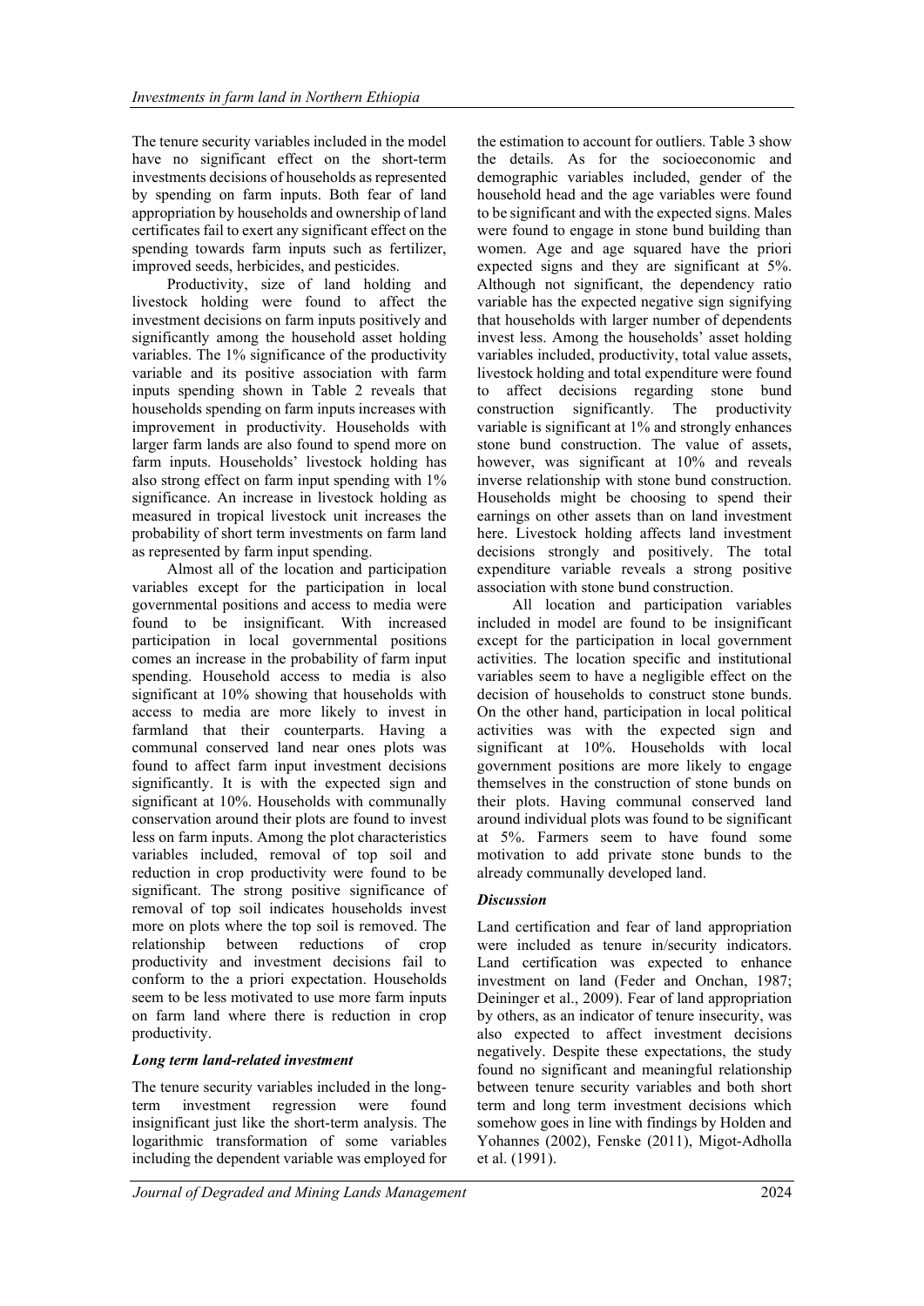The tenure security variables included in the model have no significant effect on the short-term investments decisions of households as represented by spending on farm inputs. Both fear of land appropriation by households and ownership of land certificates fail to exert any significant effect on the spending towards farm inputs such as fertilizer, improved seeds, herbicides, and pesticides.

Productivity, size of land holding and livestock holding were found to affect the investment decisions on farm inputs positively and significantly among the household asset holding variables. The 1% significance of the productivity variable and its positive association with farm inputs spending shown in Table 2 reveals that households spending on farm inputs increases with improvement in productivity. Households with larger farm lands are also found to spend more on farm inputs. Households' livestock holding has also strong effect on farm input spending with 1% significance. An increase in livestock holding as measured in tropical livestock unit increases the probability of short term investments on farm land as represented by farm input spending.

Almost all of the location and participation variables except for the participation in local governmental positions and access to media were found to be insignificant. With increased participation in local governmental positions comes an increase in the probability of farm input spending. Household access to media is also significant at 10% showing that households with access to media are more likely to invest in farmland that their counterparts. Having a communal conserved land near ones plots was found to affect farm input investment decisions significantly. It is with the expected sign and significant at 10%. Households with communally conservation around their plots are found to invest less on farm inputs. Among the plot characteristics variables included, removal of top soil and reduction in crop productivity were found to be significant. The strong positive significance of removal of top soil indicates households invest more on plots where the top soil is removed. The relationship between reductions of crop productivity and investment decisions fail to conform to the a priori expectation. Households seem to be less motivated to use more farm inputs on farm land where there is reduction in crop productivity.

### *Long term land-related investment*

The tenure security variables included in the long-term investment regression were found insignificant just like the short-term analysis. The logarithmic transformation of some variables including the dependent variable was employed for the estimation to account for outliers. Table 3 show the details. As for the socioeconomic and demographic variables included, gender of the household head and the age variables were found to be significant and with the expected signs. Males were found to engage in stone bund building than women. Age and age squared have the priori expected signs and they are significant at 5%. Although not significant, the dependency ratio variable has the expected negative sign signifying that households with larger number of dependents invest less. Among the households' asset holding variables included, productivity, total value assets, livestock holding and total expenditure were found to affect decisions regarding stone bund construction significantly. The productivity variable is significant at 1% and strongly enhances stone bund construction. The value of assets, however, was significant at 10% and reveals inverse relationship with stone bund construction. Households might be choosing to spend their earnings on other assets than on land investment here. Livestock holding affects land investment decisions strongly and positively. The total expenditure variable reveals a strong positive association with stone bund construction.

All location and participation variables included in model are found to be insignificant except for the participation in local government activities. The location specific and institutional variables seem to have a negligible effect on the decision of households to construct stone bunds. On the other hand, participation in local political activities was with the expected sign and significant at 10%. Households with local government positions are more likely to engage themselves in the construction of stone bunds on their plots. Having communal conserved land around individual plots was found to be significant at 5%. Farmers seem to have found some motivation to add private stone bunds to the already communally developed land.

### *Discussion*

Land certification and fear of land appropriation were included as tenure in/security indicators. Land certification was expected to enhance investment on land (Feder and Onchan, 1987; Deininger et al., 2009). Fear of land appropriation by others, as an indicator of tenure insecurity, was also expected to affect investment decisions negatively. Despite these expectations, the study found no significant and meaningful relationship between tenure security variables and both short term and long term investment decisions which somehow goes in line with findings by Holden and Yohannes (2002), Fenske (2011), Migot-Adholla et al. (1991).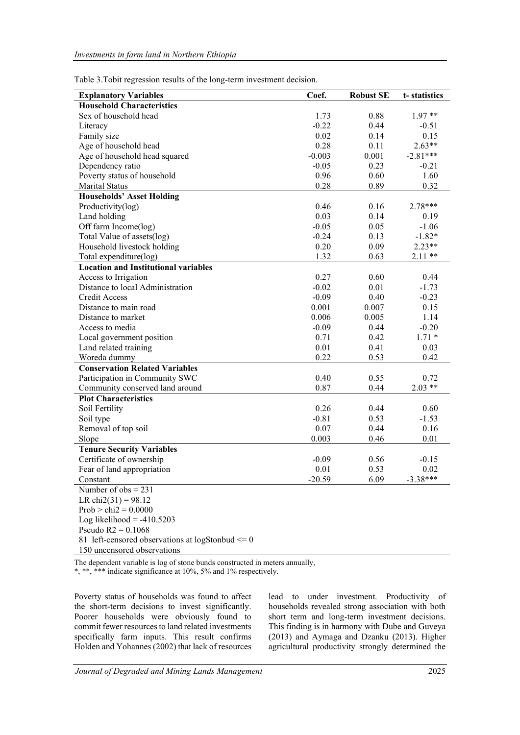Table 3.Tobit regression results of the long-term investment decision.

| Explanatory Variables | Coef. | Robust SE | t- statistics |
|---|---|---|---|
| **Household Characteristics** | | | |
| Sex of household head | 1.73 | 0.88 | 1.97 ** |
| Literacy | -0.22 | 0.44 | -0.51 |
| Family size | 0.02 | 0.14 | 0.15 |
| Age of household head | 0.28 | 0.11 | 2.63** |
| Age of household head squared | -0.003 | 0.001 | -2.81*** |
| Dependency ratio | -0.05 | 0.23 | -0.21 |
| Poverty status of household | 0.96 | 0.60 | 1.60 |
| Marital Status | 0.28 | 0.89 | 0.32 |
| **Households' Asset Holding** | | | |
| Productivity(log) | 0.46 | 0.16 | 2.78*** |
| Land holding | 0.03 | 0.14 | 0.19 |
| Off farm Income(log) | -0.05 | 0.05 | -1.06 |
| Total Value of assets(log) | -0.24 | 0.13 | -1.82* |
| Household livestock holding | 0.20 | 0.09 | 2.23** |
| Total expenditure(log) | 1.32 | 0.63 | 2.11 ** |
| **Location and Institutional variables** | | | |
| Access to Irrigation | 0.27 | 0.60 | 0.44 |
| Distance to local Administration | -0.02 | 0.01 | -1.73 |
| Credit Access | -0.09 | 0.40 | -0.23 |
| Distance to main road | 0.001 | 0.007 | 0.15 |
| Distance to market | 0.006 | 0.005 | 1.14 |
| Access to media | -0.09 | 0.44 | -0.20 |
| Local government position | 0.71 | 0.42 | 1.71 * |
| Land related training | 0.01 | 0.41 | 0.03 |
| Woreda dummy | 0.22 | 0.53 | 0.42 |
| **Conservation Related Variables** | | | |
| Participation in Community SWC | 0.40 | 0.55 | 0.72 |
| Community conserved land around | 0.87 | 0.44 | 2.03 ** |
| **Plot Characteristics** | | | |
| Soil Fertility | 0.26 | 0.44 | 0.60 |
| Soil type | -0.81 | 0.53 | -1.53 |
| Removal of top soil | 0.07 | 0.44 | 0.16 |
| Slope | 0.003 | 0.46 | 0.01 |
| **Tenure Security Variables** | | | |
| Certificate of ownership | -0.09 | 0.56 | -0.15 |
| Fear of land appropriation | 0.01 | 0.53 | 0.02 |
| Constant | -20.59 | 6.09 | -3.38*** |

Number of obs = 231
LR chi2(31) = 98.12
Prob > chi2 = 0.0000
Log likelihood = -410.5203
Pseudo R2 = 0.1068
81 left-censored observations at logStonbud <= 0
150 uncensored observations

The dependent variable is log of stone bunds constructed in meters annually,
*, **, *** indicate significance at 10%, 5% and 1% respectively.

Poverty status of households was found to affect the short-term decisions to invest significantly. Poorer households were obviously found to commit fewer resources to land related investments specifically farm inputs. This result confirms Holden and Yohannes (2002) that lack of resources lead to under investment. Productivity of households revealed strong association with both short term and long-term investment decisions. This finding is in harmony with Dube and Guveya (2013) and Aymaga and Dzanku (2013). Higher agricultural productivity strongly determined the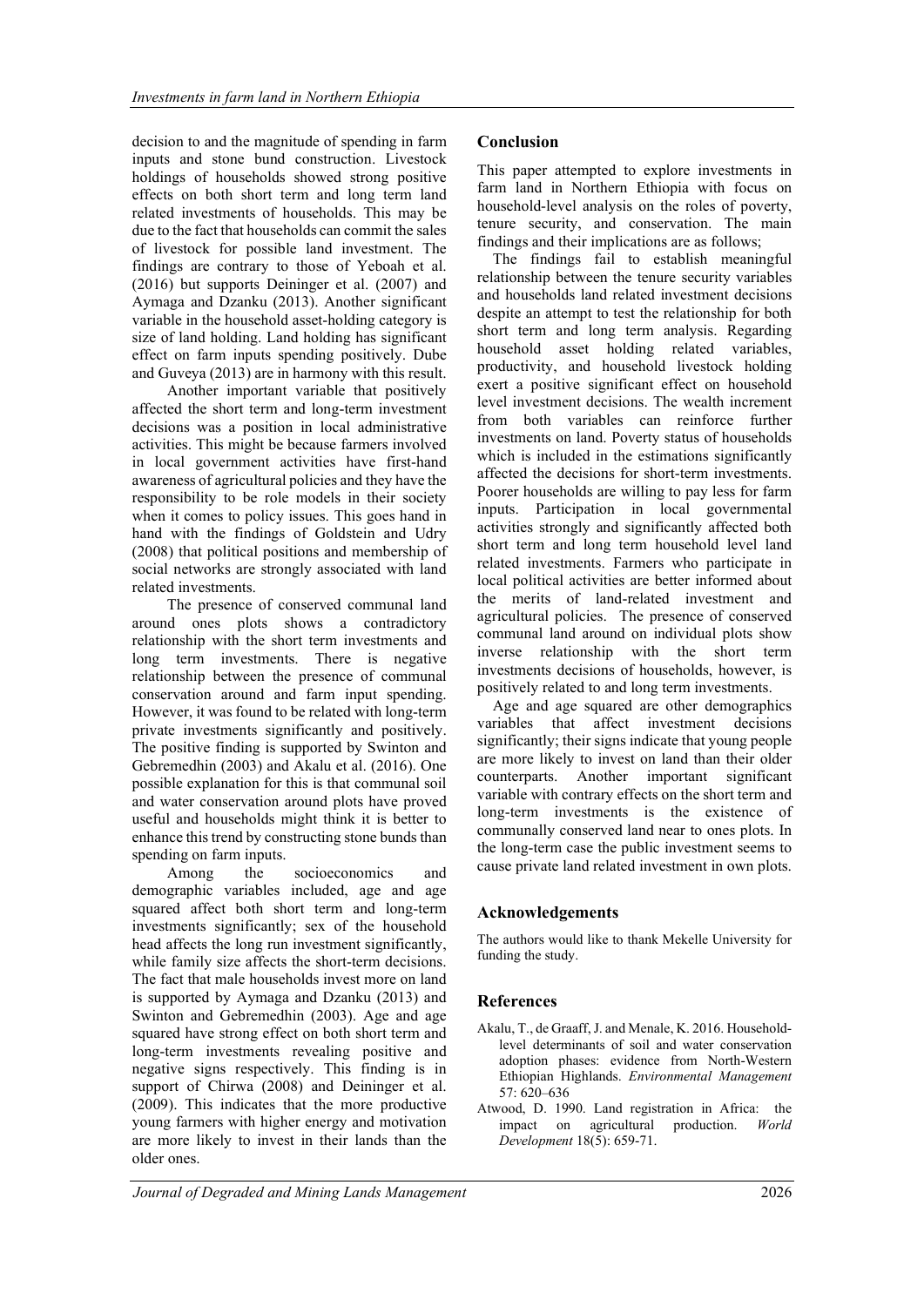decision to and the magnitude of spending in farm inputs and stone bund construction. Livestock holdings of households showed strong positive effects on both short term and long term land related investments of households. This may be due to the fact that households can commit the sales of livestock for possible land investment. The findings are contrary to those of Yeboah et al. (2016) but supports Deininger et al. (2007) and Aymaga and Dzanku (2013). Another significant variable in the household asset-holding category is size of land holding. Land holding has significant effect on farm inputs spending positively. Dube and Guveya (2013) are in harmony with this result.

Another important variable that positively affected the short term and long-term investment decisions was a position in local administrative activities. This might be because farmers involved in local government activities have first-hand awareness of agricultural policies and they have the responsibility to be role models in their society when it comes to policy issues. This goes hand in hand with the findings of Goldstein and Udry (2008) that political positions and membership of social networks are strongly associated with land related investments.

The presence of conserved communal land around ones plots shows a contradictory relationship with the short term investments and long term investments. There is negative relationship between the presence of communal conservation around and farm input spending. However, it was found to be related with long-term private investments significantly and positively. The positive finding is supported by Swinton and Gebremedhin (2003) and Akalu et al. (2016). One possible explanation for this is that communal soil and water conservation around plots have proved useful and households might think it is better to enhance this trend by constructing stone bunds than spending on farm inputs.

Among the socioeconomics and demographic variables included, age and age squared affect both short term and long-term investments significantly; sex of the household head affects the long run investment significantly, while family size affects the short-term decisions. The fact that male households invest more on land is supported by Aymaga and Dzanku (2013) and Swinton and Gebremedhin (2003). Age and age squared have strong effect on both short term and long-term investments revealing positive and negative signs respectively. This finding is in support of Chirwa (2008) and Deininger et al. (2009). This indicates that the more productive young farmers with higher energy and motivation are more likely to invest in their lands than the older ones.

## Conclusion

This paper attempted to explore investments in farm land in Northern Ethiopia with focus on household-level analysis on the roles of poverty, tenure security, and conservation. The main findings and their implications are as follows;

The findings fail to establish meaningful relationship between the tenure security variables and households land related investment decisions despite an attempt to test the relationship for both short term and long term analysis. Regarding household asset holding related variables, productivity, and household livestock holding exert a positive significant effect on household level investment decisions. The wealth increment from both variables can reinforce further investments on land. Poverty status of households which is included in the estimations significantly affected the decisions for short-term investments. Poorer households are willing to pay less for farm inputs. Participation in local governmental activities strongly and significantly affected both short term and long term household level land related investments. Farmers who participate in local political activities are better informed about the merits of land-related investment and agricultural policies. The presence of conserved communal land around on individual plots show inverse relationship with the short term investments decisions of households, however, is positively related to and long term investments.

Age and age squared are other demographics variables that affect investment decisions significantly; their signs indicate that young people are more likely to invest on land than their older counterparts. Another important significant variable with contrary effects on the short term and long-term investments is the existence of communally conserved land near to ones plots. In the long-term case the public investment seems to cause private land related investment in own plots.

## Acknowledgements

The authors would like to thank Mekelle University for funding the study.

## References

Akalu, T., de Graaff, J. and Menale, K. 2016. Household-level determinants of soil and water conservation adoption phases: evidence from North-Western Ethiopian Highlands. *Environmental Management* 57: 620–636

Atwood, D. 1990. Land registration in Africa: the impact on agricultural production. *World Development* 18(5): 659-71.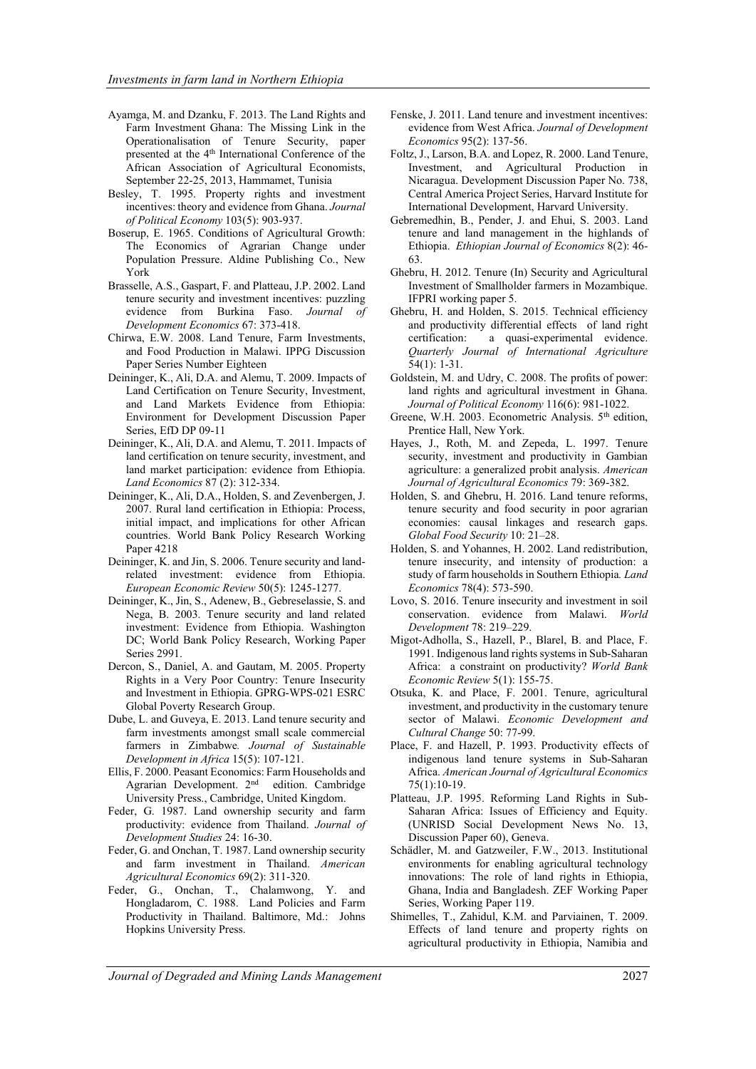Ayamga, M. and Dzanku, F. 2013. The Land Rights and Farm Investment Ghana: The Missing Link in the Operationalisation of Tenure Security, paper presented at the 4th International Conference of the African Association of Agricultural Economists, September 22-25, 2013, Hammamet, Tunisia

Besley, T. 1995. Property rights and investment incentives: theory and evidence from Ghana. *Journal of Political Economy* 103(5): 903-937.

Boserup, E. 1965. Conditions of Agricultural Growth: The Economics of Agrarian Change under Population Pressure. Aldine Publishing Co., New York

Brasselle, A.S., Gaspart, F. and Platteau, J.P. 2002. Land tenure security and investment incentives: puzzling evidence from Burkina Faso. *Journal of Development Economics* 67: 373-418.

Chirwa, E.W. 2008. Land Tenure, Farm Investments, and Food Production in Malawi. IPPG Discussion Paper Series Number Eighteen

Deininger, K., Ali, D.A. and Alemu, T. 2009. Impacts of Land Certification on Tenure Security, Investment, and Land Markets Evidence from Ethiopia: Environment for Development Discussion Paper Series, EfD DP 09-11

Deininger, K., Ali, D.A. and Alemu, T. 2011. Impacts of land certification on tenure security, investment, and land market participation: evidence from Ethiopia. *Land Economics* 87 (2): 312-334.

Deininger, K., Ali, D.A., Holden, S. and Zevenbergen, J. 2007. Rural land certification in Ethiopia: Process, initial impact, and implications for other African countries. World Bank Policy Research Working Paper 4218

Deininger, K. and Jin, S. 2006. Tenure security and land-related investment: evidence from Ethiopia. *European Economic Review* 50(5): 1245-1277.

Deininger, K., Jin, S., Adenew, B., Gebreselassie, S. and Nega, B. 2003. Tenure security and land related investment: Evidence from Ethiopia. Washington DC; World Bank Policy Research, Working Paper Series 2991.

Dercon, S., Daniel, A. and Gautam, M. 2005. Property Rights in a Very Poor Country: Tenure Insecurity and Investment in Ethiopia. GPRG-WPS-021 ESRC Global Poverty Research Group.

Dube, L. and Guveya, E. 2013. Land tenure security and farm investments amongst small scale commercial farmers in Zimbabwe*. Journal of Sustainable Development in Africa* 15(5): 107-121.

Ellis, F. 2000. Peasant Economics: Farm Households and Agrarian Development. 2nd edition. Cambridge University Press., Cambridge, United Kingdom.

Feder, G. 1987. Land ownership security and farm productivity: evidence from Thailand. *Journal of Development Studies* 24: 16-30.

Feder, G. and Onchan, T. 1987. Land ownership security and farm investment in Thailand. *American Agricultural Economics* 69(2): 311-320.

Feder, G., Onchan, T., Chalamwong, Y. and Hongladarom, C. 1988. Land Policies and Farm Productivity in Thailand. Baltimore, Md.: Johns Hopkins University Press.

Fenske, J. 2011. Land tenure and investment incentives: evidence from West Africa. *Journal of Development Economics* 95(2): 137-56.

Foltz, J., Larson, B.A. and Lopez, R. 2000. Land Tenure, Investment, and Agricultural Production in Nicaragua. Development Discussion Paper No. 738, Central America Project Series, Harvard Institute for International Development, Harvard University.

Gebremedhin, B., Pender, J. and Ehui, S. 2003. Land tenure and land management in the highlands of Ethiopia. *Ethiopian Journal of Economics* 8(2): 46-63.

Ghebru, H. 2012. Tenure (In) Security and Agricultural Investment of Smallholder farmers in Mozambique. IFPRI working paper 5.

Ghebru, H. and Holden, S. 2015. Technical efficiency and productivity differential effects of land right certification: a quasi-experimental evidence. *Quarterly Journal of International Agriculture* 54(1): 1-31.

Goldstein, M. and Udry, C. 2008. The profits of power: land rights and agricultural investment in Ghana. *Journal of Political Economy* 116(6): 981-1022.

Greene, W.H. 2003. Econometric Analysis. 5th edition, Prentice Hall, New York.

Hayes, J., Roth, M. and Zepeda, L. 1997. Tenure security, investment and productivity in Gambian agriculture: a generalized probit analysis. *American Journal of Agricultural Economics* 79: 369-382.

Holden, S. and Ghebru, H. 2016. Land tenure reforms, tenure security and food security in poor agrarian economies: causal linkages and research gaps. *Global Food Security* 10: 21–28.

Holden, S. and Yohannes, H. 2002. Land redistribution, tenure insecurity, and intensity of production: a study of farm households in Southern Ethiopia*. Land Economics* 78(4): 573-590.

Lovo, S. 2016. Tenure insecurity and investment in soil conservation. evidence from Malawi. *World Development* 78: 219–229.

Migot-Adholla, S., Hazell, P., Blarel, B. and Place, F. 1991. Indigenous land rights systems in Sub-Saharan Africa: a constraint on productivity? *World Bank Economic Review* 5(1): 155-75.

Otsuka, K. and Place, F. 2001. Tenure, agricultural investment, and productivity in the customary tenure sector of Malawi. *Economic Development and Cultural Change* 50: 77-99.

Place, F. and Hazell, P. 1993. Productivity effects of indigenous land tenure systems in Sub-Saharan Africa. *American Journal of Agricultural Economics* 75(1):10-19.

Platteau, J.P. 1995. Reforming Land Rights in Sub-Saharan Africa: Issues of Efficiency and Equity. (UNRISD Social Development News No. 13, Discussion Paper 60), Geneva.

Schädler, M. and Gatzweiler, F.W., 2013. Institutional environments for enabling agricultural technology innovations: The role of land rights in Ethiopia, Ghana, India and Bangladesh. ZEF Working Paper Series, Working Paper 119.

Shimelles, T., Zahidul, K.M. and Parviainen, T. 2009. Effects of land tenure and property rights on agricultural productivity in Ethiopia, Namibia and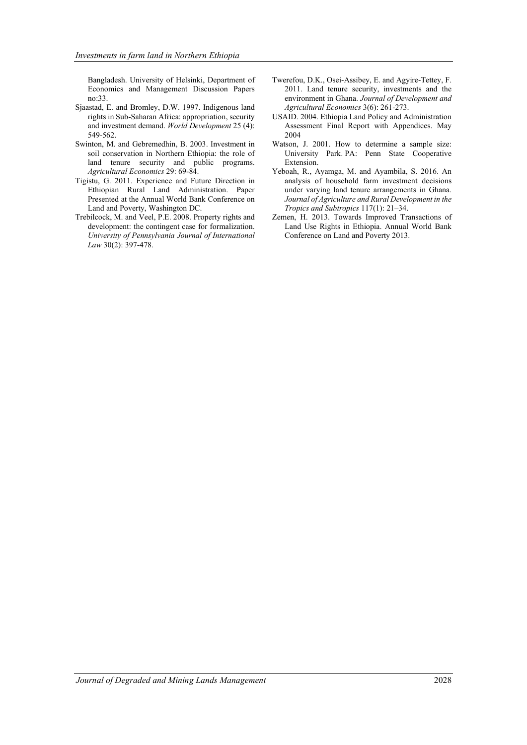Bangladesh. University of Helsinki, Department of Economics and Management Discussion Papers no:33.

Sjaastad, E. and Bromley, D.W. 1997. Indigenous land rights in Sub-Saharan Africa: appropriation, security and investment demand. *World Development* 25 (4): 549-562.

Swinton, M. and Gebremedhin, B. 2003. Investment in soil conservation in Northern Ethiopia: the role of land tenure security and public programs. *Agricultural Economics* 29: 69-84.

Tigistu, G. 2011. Experience and Future Direction in Ethiopian Rural Land Administration. Paper Presented at the Annual World Bank Conference on Land and Poverty, Washington DC.

Trebilcock, M. and Veel, P.E. 2008. Property rights and development: the contingent case for formalization. *University of Pennsylvania Journal of International Law* 30(2): 397-478.

Twerefou, D.K., Osei-Assibey, E. and Agyire-Tettey, F. 2011. Land tenure security, investments and the environment in Ghana. *Journal of Development and Agricultural Economics* 3(6): 261-273.

USAID. 2004. Ethiopia Land Policy and Administration Assessment Final Report with Appendices. May 2004

Watson, J. 2001. How to determine a sample size: University Park. PA: Penn State Cooperative Extension.

Yeboah, R., Ayamga, M. and Ayambila, S. 2016. An analysis of household farm investment decisions under varying land tenure arrangements in Ghana. *Journal of Agriculture and Rural Development in the Tropics and Subtropics* 117(1): 21–34.

Zemen, H. 2013. Towards Improved Transactions of Land Use Rights in Ethiopia. Annual World Bank Conference on Land and Poverty 2013.